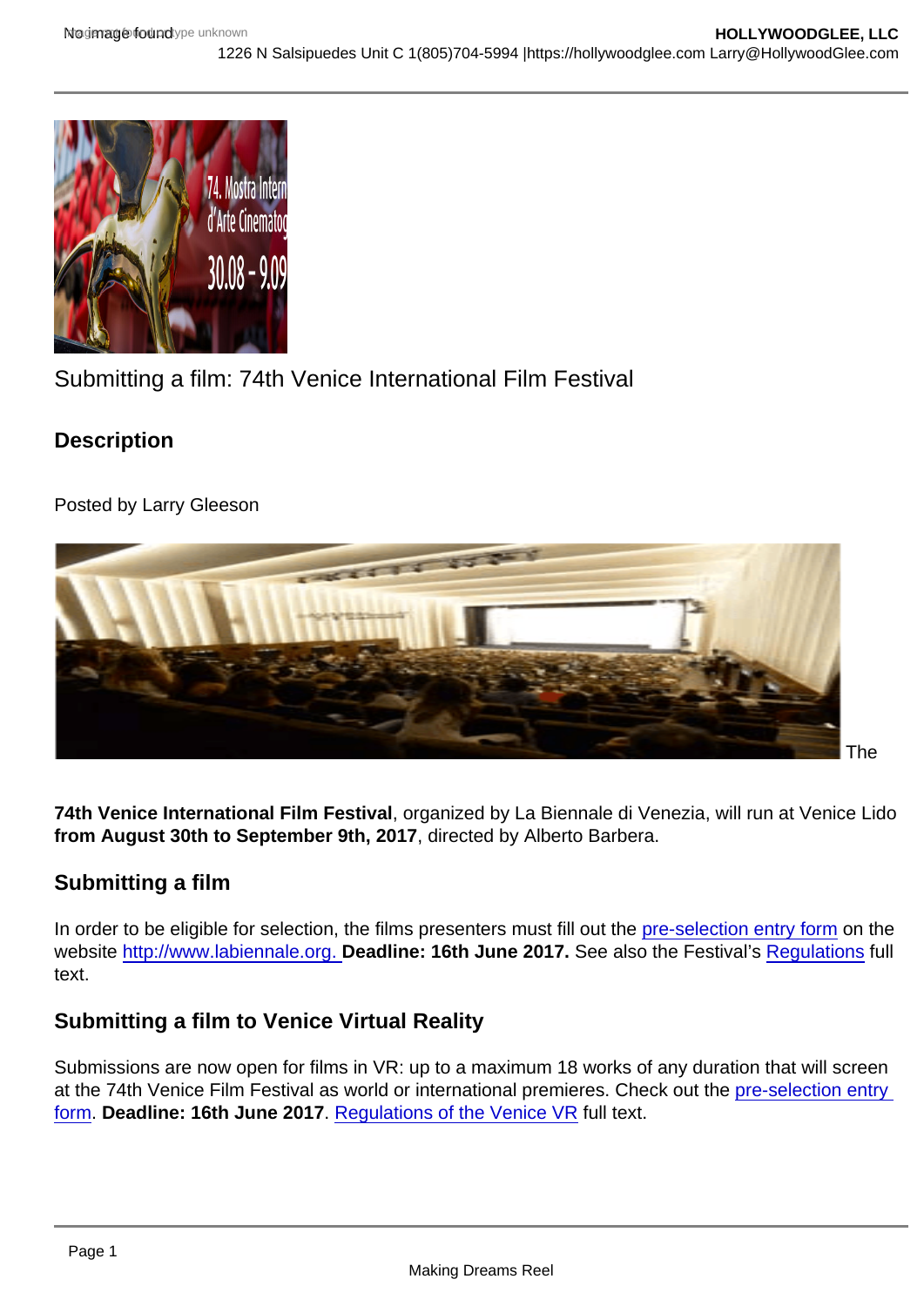Submitting a film: 74th Venice International Film Festival

## Description

Posted by Larry Gleeson

The **74th Venice International Film Festival**, organized by La Biennale di Venezia, will run at Venice Lido **from August 30th to September 9th, 2017**, directed by Alberto Barbera.

### Submitting a film

In order to be eligible for selection, the films presenters must fill out the pre-selection entry form on the website http://www.labiennale.org. **Deadline: 16th June 2017.** See also the Festival's Regulations full text.

### Submitting a film to Venice Virtual Reality

Submissions are now open for films in VR: up to a maximum 18 works of any duration that will screen at the 74th Venice Film Festival as world or international premieres. Check out the pre-selection entry form. **Deadline: 16th June 2017**. Regulations of the Venice VR full text.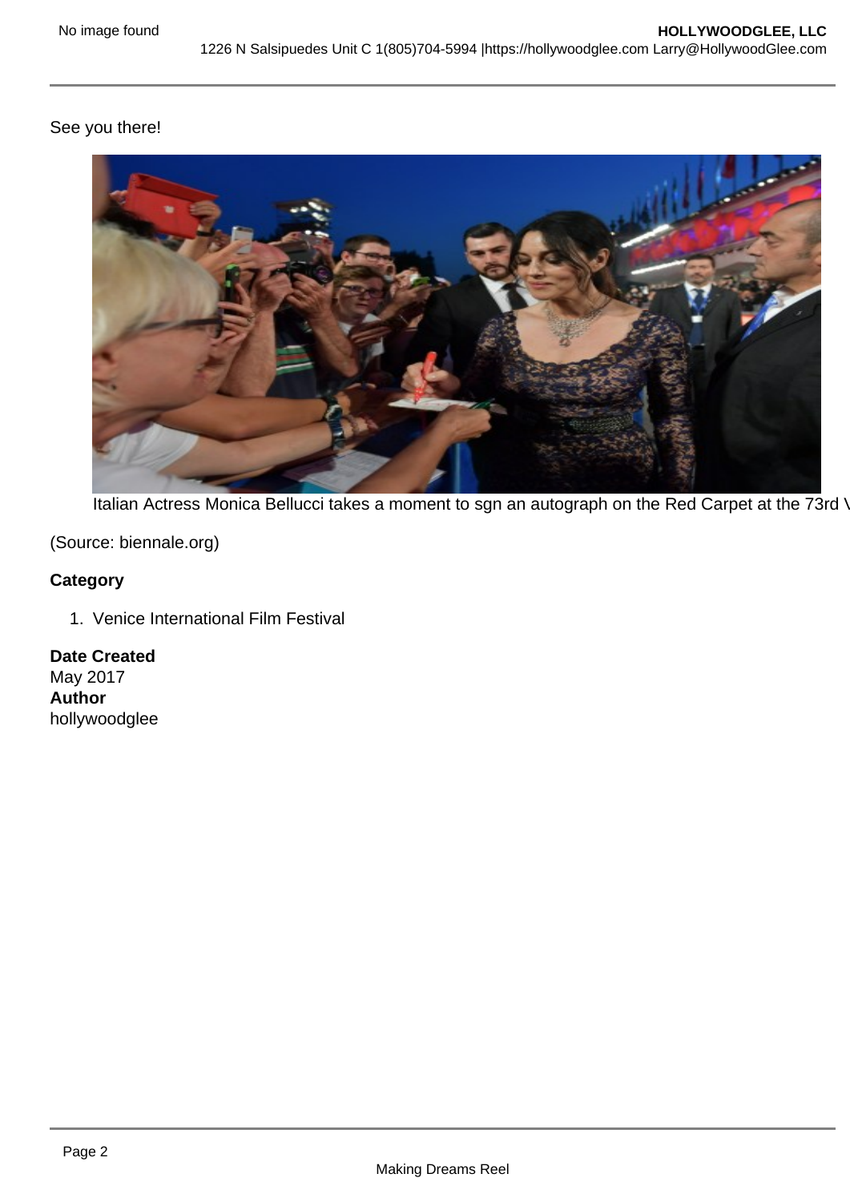See you there!

Italian Actress Monica Bellucci takes a moment to sgn an autograph on the Red Carpet at the 73rd V

(Source: biennale.org)

**Category**

1. Venice International Film Festival

**Date Created**
May 2017
**Author**
hollywoodglee